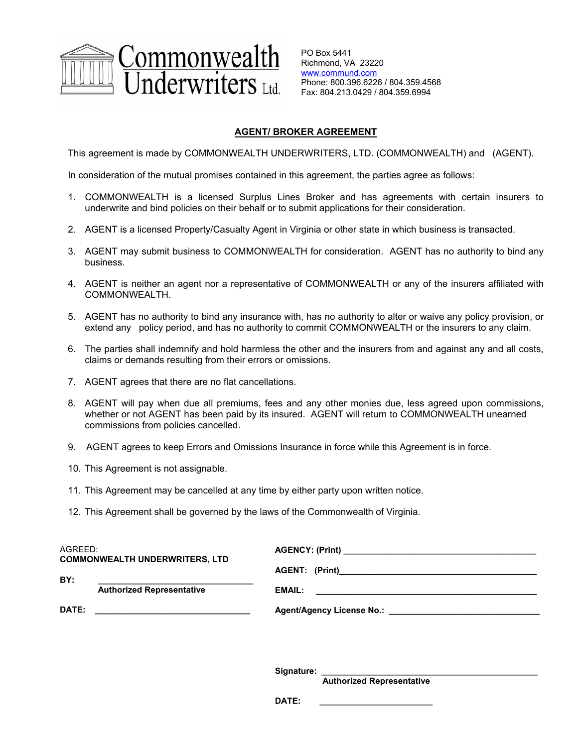**Commonwealth Underwriters Ltd.**

PO Box 5441
Richmond, VA 23220
www.commund.com
Phone: 800.396.6226 / 804.359.4568
Fax: 804.213.0429 / 804.359.6994

## AGENT/ BROKER AGREEMENT

This agreement is made by COMMONWEALTH UNDERWRITERS, LTD. (COMMONWEALTH) and (AGENT).

In consideration of the mutual promises contained in this agreement, the parties agree as follows:

1. COMMONWEALTH is a licensed Surplus Lines Broker and has agreements with certain insurers to underwrite and bind policies on their behalf or to submit applications for their consideration.
2. AGENT is a licensed Property/Casualty Agent in Virginia or other state in which business is transacted.
3. AGENT may submit business to COMMONWEALTH for consideration. AGENT has no authority to bind any business.
4. AGENT is neither an agent nor a representative of COMMONWEALTH or any of the insurers affiliated with COMMONWEALTH.
5. AGENT has no authority to bind any insurance with, has no authority to alter or waive any policy provision, or extend any policy period, and has no authority to commit COMMONWEALTH or the insurers to any claim.
6. The parties shall indemnify and hold harmless the other and the insurers from and against any and all costs, claims or demands resulting from their errors or omissions.
7. AGENT agrees that there are no flat cancellations.
8. AGENT will pay when due all premiums, fees and any other monies due, less agreed upon commissions, whether or not AGENT has been paid by its insured. AGENT will return to COMMONWEALTH unearned commissions from policies cancelled.
9. AGENT agrees to keep Errors and Omissions Insurance in force while this Agreement is in force.
10. This Agreement is not assignable.
11. This Agreement may be cancelled at any time by either party upon written notice.
12. This Agreement shall be governed by the laws of the Commonwealth of Virginia.

AGREED:
**COMMONWEALTH UNDERWRITERS, LTD**

**BY:** ______________________________
**Authorized Representative**

**DATE:** ______________________________

**AGENCY: (Print)** ______________________________

**AGENT: (Print)** ______________________________

**EMAIL:** ______________________________

**Agent/Agency License No.:** ______________________________

**Signature:** ______________________________
**Authorized Representative**

**DATE:** ______________________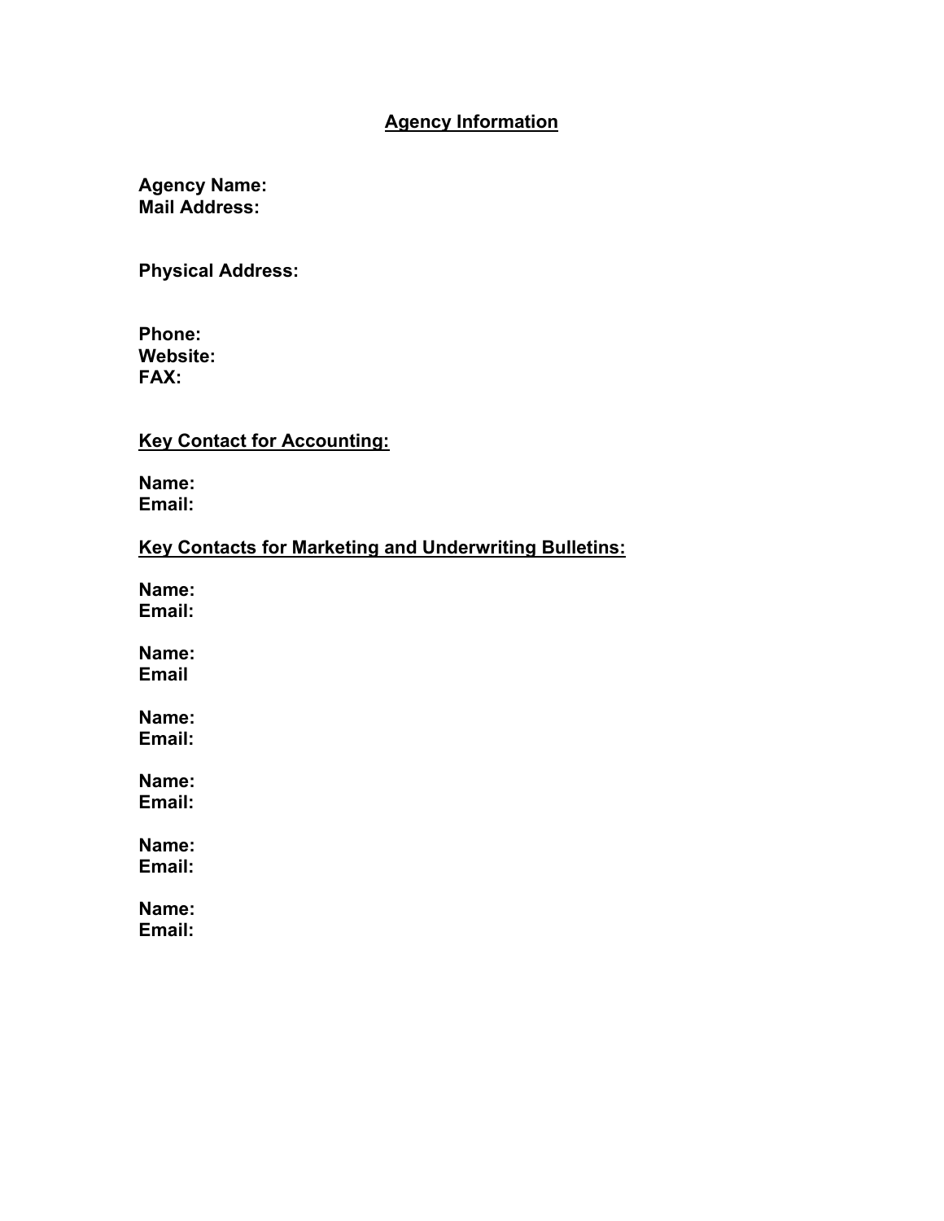# Agency Information

**Agency Name:**
**Mail Address:**

**Physical Address:**

**Phone:**
**Website:**
**FAX:**

## Key Contact for Accounting:

**Name:**
**Email:**

## Key Contacts for Marketing and Underwriting Bulletins:

**Name:**
**Email:**

**Name:**
**Email**

**Name:**
**Email:**

**Name:**
**Email:**

**Name:**
**Email:**

**Name:**
**Email:**